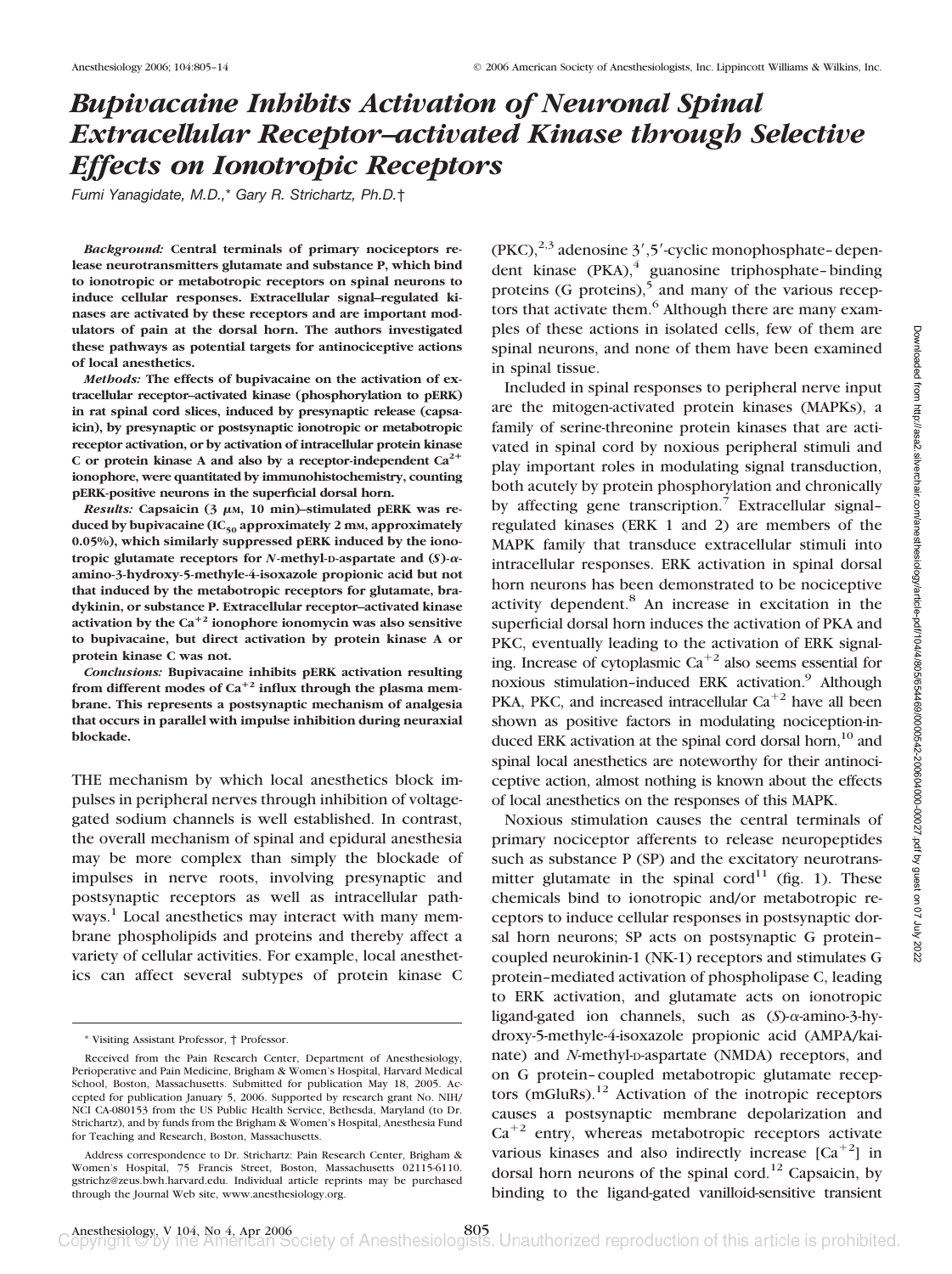# Bupivacaine Inhibits Activation of Neuronal Spinal Extracellular Receptor–activated Kinase through Selective Effects on Ionotropic Receptors

*Fumi Yanagidate, M.D.,\* Gary R. Strichartz, Ph.D.†*

***Background:*** **Central terminals of primary nociceptors release neurotransmitters glutamate and substance P, which bind to ionotropic or metabotropic receptors on spinal neurons to induce cellular responses. Extracellular signal–regulated kinases are activated by these receptors and are important modulators of pain at the dorsal horn. The authors investigated these pathways as potential targets for antinociceptive actions of local anesthetics.**

***Methods:*** **The effects of bupivacaine on the activation of extracellular receptor–activated kinase (phosphorylation to pERK) in rat spinal cord slices, induced by presynaptic release (capsaicin), by presynaptic or postsynaptic ionotropic or metabotropic receptor activation, or by activation of intracellular protein kinase C or protein kinase A and also by a receptor-independent $Ca^{2+}$ ionophore, were quantitated by immunohistochemistry, counting pERK-positive neurons in the superficial dorsal horn.**

***Results:*** **Capsaicin (3 μM, 10 min)–stimulated pERK was reduced by bupivacaine ($IC_{50}$ approximately 2 mM, approximately 0.05%), which similarly suppressed pERK induced by the ionotropic glutamate receptors for *N*-methyl-D-aspartate and (*S*)-α-amino-3-hydroxy-5-methyle-4-isoxazole propionic acid but not that induced by the metabotropic receptors for glutamate, bradykinin, or substance P. Extracellular receptor–activated kinase activation by the $Ca^{+2}$ ionophore ionomycin was also sensitive to bupivacaine, but direct activation by protein kinase A or protein kinase C was not.**

***Conclusions:*** **Bupivacaine inhibits pERK activation resulting from different modes of $Ca^{+2}$ influx through the plasma membrane. This represents a postsynaptic mechanism of analgesia that occurs in parallel with impulse inhibition during neuraxial blockade.**

THE mechanism by which local anesthetics block impulses in peripheral nerves through inhibition of voltage-gated sodium channels is well established. In contrast, the overall mechanism of spinal and epidural anesthesia may be more complex than simply the blockade of impulses in nerve roots, involving presynaptic and postsynaptic receptors as well as intracellular pathways.[1] Local anesthetics may interact with many membrane phospholipids and proteins and thereby affect a variety of cellular activities. For example, local anesthetics can affect several subtypes of protein kinase C (PKC),[2,3] adenosine 3′,5′-cyclic monophosphate–dependent kinase (PKA),[4] guanosine triphosphate–binding proteins (G proteins),[5] and many of the various receptors that activate them.[6] Although there are many examples of these actions in isolated cells, few of them are spinal neurons, and none of them have been examined in spinal tissue.

Included in spinal responses to peripheral nerve input are the mitogen-activated protein kinases (MAPKs), a family of serine-threonine protein kinases that are activated in spinal cord by noxious peripheral stimuli and play important roles in modulating signal transduction, both acutely by protein phosphorylation and chronically by affecting gene transcription.[7] Extracellular signal–regulated kinases (ERK 1 and 2) are members of the MAPK family that transduce extracellular stimuli into intracellular responses. ERK activation in spinal dorsal horn neurons has been demonstrated to be nociceptive activity dependent.[8] An increase in excitation in the superficial dorsal horn induces the activation of PKA and PKC, eventually leading to the activation of ERK signaling. Increase of cytoplasmic $Ca^{+2}$ also seems essential for noxious stimulation–induced ERK activation.[9] Although PKA, PKC, and increased intracellular $Ca^{+2}$ have all been shown as positive factors in modulating nociception-induced ERK activation at the spinal cord dorsal horn,[10] and spinal local anesthetics are noteworthy for their antinociceptive action, almost nothing is known about the effects of local anesthetics on the responses of this MAPK.

Noxious stimulation causes the central terminals of primary nociceptor afferents to release neuropeptides such as substance P (SP) and the excitatory neurotransmitter glutamate in the spinal cord[11] (fig. 1). These chemicals bind to ionotropic and/or metabotropic receptors to induce cellular responses in postsynaptic dorsal horn neurons; SP acts on postsynaptic G protein–coupled neurokinin-1 (NK-1) receptors and stimulates G protein–mediated activation of phospholipase C, leading to ERK activation, and glutamate acts on ionotropic ligand-gated ion channels, such as (*S*)-α-amino-3-hydroxy-5-methyle-4-isoxazole propionic acid (AMPA/kainate) and *N*-methyl-D-aspartate (NMDA) receptors, and on G protein–coupled metabotropic glutamate receptors (mGluRs).[12] Activation of the inotropic receptors causes a postsynaptic membrane depolarization and $Ca^{+2}$ entry, whereas metabotropic receptors activate various kinases and also indirectly increase $[Ca^{+2}]$ in dorsal horn neurons of the spinal cord.[12] Capsaicin, by binding to the ligand-gated vanilloid-sensitive transient

---

\* Visiting Assistant Professor, † Professor.

Received from the Pain Research Center, Department of Anesthesiology, Perioperative and Pain Medicine, Brigham & Women's Hospital, Harvard Medical School, Boston, Massachusetts. Submitted for publication May 18, 2005. Accepted for publication January 5, 2006. Supported by research grant No. NIH/NCI CA-080153 from the US Public Health Service, Bethesda, Maryland (to Dr. Strichartz), and by funds from the Brigham & Women's Hospital, Anesthesia Fund for Teaching and Research, Boston, Massachusetts.

Address correspondence to Dr. Strichartz: Pain Research Center, Brigham & Women's Hospital, 75 Francis Street, Boston, Massachusetts 02115-6110. gstrichz@zeus.bwh.harvard.edu. Individual article reprints may be purchased through the Journal Web site, www.anesthesiology.org.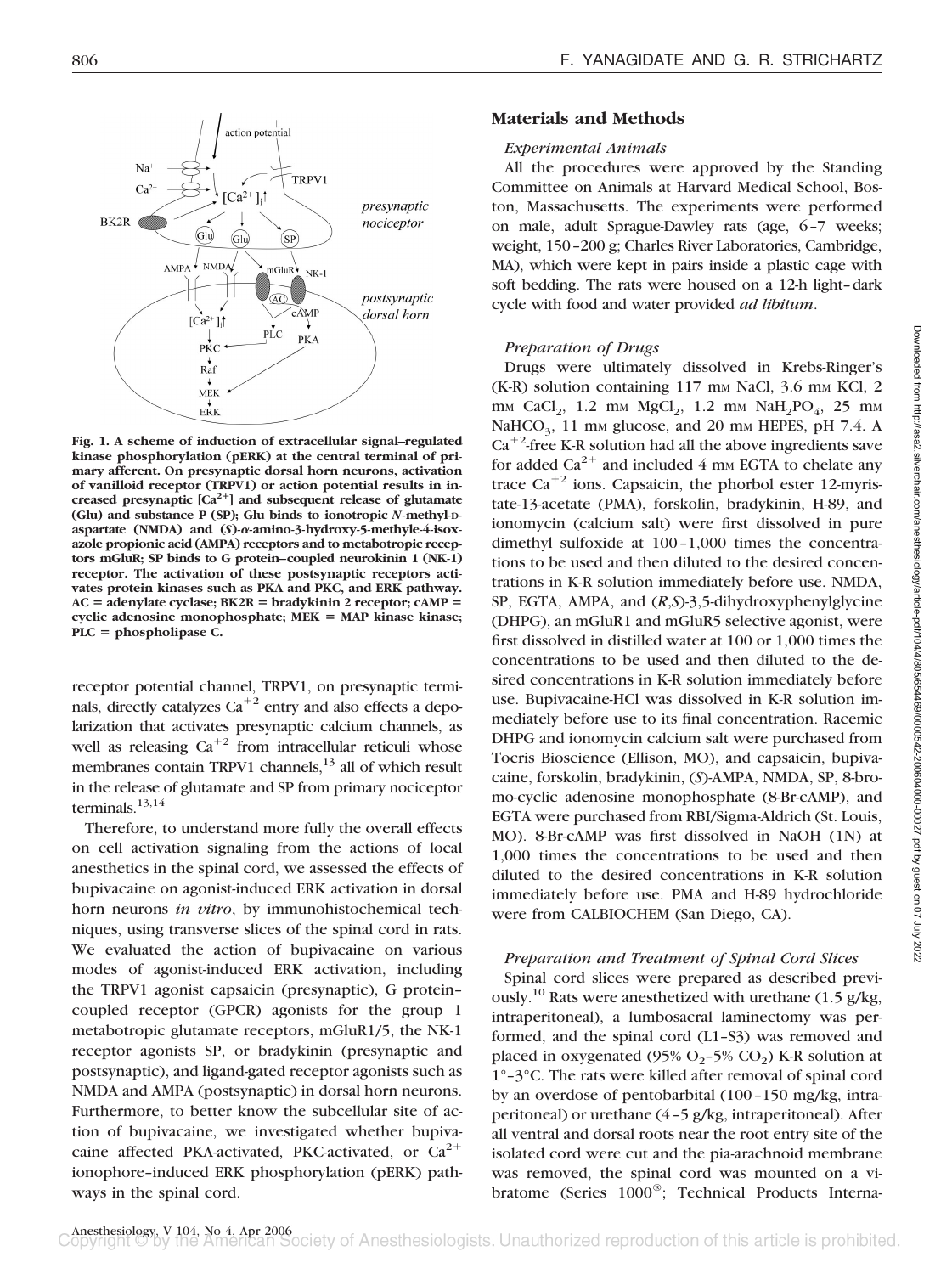Fig. 1. A scheme of induction of extracellular signal–regulated kinase phosphorylation (pERK) at the central terminal of primary afferent. On presynaptic dorsal horn neurons, activation of vanilloid receptor (TRPV1) or action potential results in increased presynaptic [$Ca^{2+}$] and subsequent release of glutamate (Glu) and substance P (SP); Glu binds to ionotropic *N*-methyl-D-aspartate (NMDA) and (*S*)-α-amino-3-hydroxy-5-methyle-4-isoxazole propionic acid (AMPA) receptors and to metabotropic receptors mGluR; SP binds to G protein–coupled neurokinin 1 (NK-1) receptor. The activation of these postsynaptic receptors activates protein kinases such as PKA and PKC, and ERK pathway. AC = adenylate cyclase; BK2R = bradykinin 2 receptor; cAMP = cyclic adenosine monophosphate; MEK = MAP kinase kinase; PLC = phospholipase C.

receptor potential channel, TRPV1, on presynaptic terminals, directly catalyzes $Ca^{+2}$ entry and also effects a depolarization that activates presynaptic calcium channels, as well as releasing $Ca^{+2}$ from intracellular reticuli whose membranes contain TRPV1 channels,[13] all of which result in the release of glutamate and SP from primary nociceptor terminals.[13,14]

Therefore, to understand more fully the overall effects on cell activation signaling from the actions of local anesthetics in the spinal cord, we assessed the effects of bupivacaine on agonist-induced ERK activation in dorsal horn neurons *in vitro*, by immunohistochemical techniques, using transverse slices of the spinal cord in rats. We evaluated the action of bupivacaine on various modes of agonist-induced ERK activation, including the TRPV1 agonist capsaicin (presynaptic), G protein–coupled receptor (GPCR) agonists for the group 1 metabotropic glutamate receptors, mGluR1/5, the NK-1 receptor agonists SP, or bradykinin (presynaptic and postsynaptic), and ligand-gated receptor agonists such as NMDA and AMPA (postsynaptic) in dorsal horn neurons. Furthermore, to better know the subcellular site of action of bupivacaine, we investigated whether bupivacaine affected PKA-activated, PKC-activated, or $Ca^{2+}$ ionophore–induced ERK phosphorylation (pERK) pathways in the spinal cord.

## Materials and Methods

### *Experimental Animals*

All the procedures were approved by the Standing Committee on Animals at Harvard Medical School, Boston, Massachusetts. The experiments were performed on male, adult Sprague-Dawley rats (age, 6–7 weeks; weight, 150–200 g; Charles River Laboratories, Cambridge, MA), which were kept in pairs inside a plastic cage with soft bedding. The rats were housed on a 12-h light–dark cycle with food and water provided *ad libitum*.

### *Preparation of Drugs*

Drugs were ultimately dissolved in Krebs-Ringer's (K-R) solution containing 117 mM NaCl, 3.6 mM KCl, 2 mM $CaCl_2$, 1.2 mM $MgCl_2$, 1.2 mM $NaH_2PO_4$, 25 mM $NaHCO_3$, 11 mM glucose, and 20 mM HEPES, pH 7.4. A $Ca^{+2}$-free K-R solution had all the above ingredients save for added $Ca^{2+}$ and included 4 mM EGTA to chelate any trace $Ca^{+2}$ ions. Capsaicin, the phorbol ester 12-myristate-13-acetate (PMA), forskolin, bradykinin, H-89, and ionomycin (calcium salt) were first dissolved in pure dimethyl sulfoxide at 100–1,000 times the concentrations to be used and then diluted to the desired concentrations in K-R solution immediately before use. NMDA, SP, EGTA, AMPA, and (*R*,*S*)-3,5-dihydroxyphenylglycine (DHPG), an mGluR1 and mGluR5 selective agonist, were first dissolved in distilled water at 100 or 1,000 times the concentrations to be used and then diluted to the desired concentrations in K-R solution immediately before use. Bupivacaine-HCl was dissolved in K-R solution immediately before use to its final concentration. Racemic DHPG and ionomycin calcium salt were purchased from Tocris Bioscience (Ellison, MO), and capsaicin, bupivacaine, forskolin, bradykinin, (*S*)-AMPA, NMDA, SP, 8-bromo-cyclic adenosine monophosphate (8-Br-cAMP), and EGTA were purchased from RBI/Sigma-Aldrich (St. Louis, MO). 8-Br-cAMP was first dissolved in NaOH (1N) at 1,000 times the concentrations to be used and then diluted to the desired concentrations in K-R solution immediately before use. PMA and H-89 hydrochloride were from CALBIOCHEM (San Diego, CA).

### *Preparation and Treatment of Spinal Cord Slices*

Spinal cord slices were prepared as described previously.[10] Rats were anesthetized with urethane (1.5 g/kg, intraperitoneal), a lumbosacral laminectomy was performed, and the spinal cord (L1–S3) was removed and placed in oxygenated (95% $O_2$–5% $CO_2$) K-R solution at 1°–3°C. The rats were killed after removal of spinal cord by an overdose of pentobarbital (100–150 mg/kg, intraperitoneal) or urethane (4–5 g/kg, intraperitoneal). After all ventral and dorsal roots near the root entry site of the isolated cord were cut and the pia-arachnoid membrane was removed, the spinal cord was mounted on a vibratome (Series 1000®; Technical Products Interna-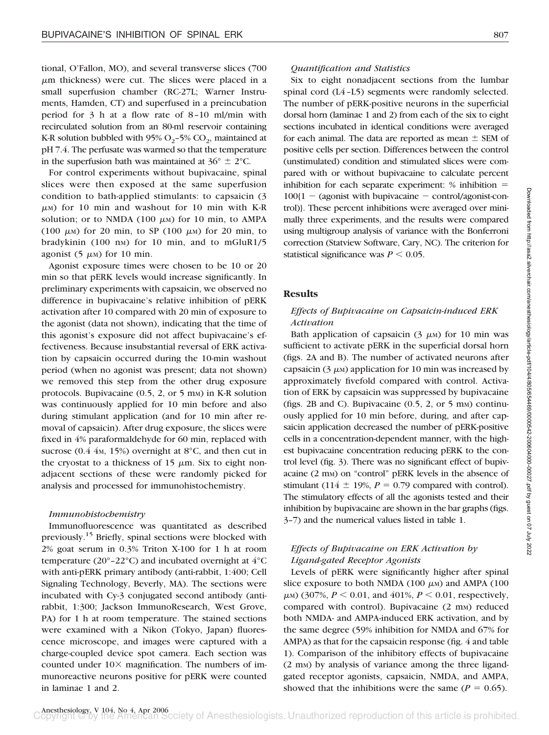tional, O'Fallon, MO), and several transverse slices (700 $\mu$m thickness) were cut. The slices were placed in a small superfusion chamber (RC-27L; Warner Instruments, Hamden, CT) and superfused in a preincubation period for 3 h at a flow rate of 8–10 ml/min with recirculated solution from an 80-ml reservoir containing K-R solution bubbled with 95% $O_2$–5% $CO_2$, maintained at pH 7.4. The perfusate was warmed so that the temperature in the superfusion bath was maintained at $36° \pm 2°$C.

For control experiments without bupivacaine, spinal slices were then exposed at the same superfusion condition to bath-applied stimulants: to capsaicin (3 $\mu$M) for 10 min and washout for 10 min with K-R solution; or to NMDA (100 $\mu$M) for 10 min, to AMPA (100 $\mu$M) for 20 min, to SP (100 $\mu$M) for 20 min, to bradykinin (100 nM) for 10 min, and to mGluR1/5 agonist (5 $\mu$M) for 10 min.

Agonist exposure times were chosen to be 10 or 20 min so that pERK levels would increase significantly. In preliminary experiments with capsaicin, we observed no difference in bupivacaine's relative inhibition of pERK activation after 10 compared with 20 min of exposure to the agonist (data not shown), indicating that the time of this agonist's exposure did not affect bupivacaine's effectiveness. Because insubstantial reversal of ERK activation by capsaicin occurred during the 10-min washout period (when no agonist was present; data not shown) we removed this step from the other drug exposure protocols. Bupivacaine (0.5, 2, or 5 mM) in K-R solution was continuously applied for 10 min before and also during stimulant application (and for 10 min after removal of capsaicin). After drug exposure, the slices were fixed in 4% paraformaldehyde for 60 min, replaced with sucrose (0.4 4M, 15%) overnight at 8°C, and then cut in the cryostat to a thickness of 15 $\mu$m. Six to eight nonadjacent sections of these were randomly picked for analysis and processed for immunohistochemistry.

### *Immunohistochemistry*

Immunofluorescence was quantitated as described previously.[15] Briefly, spinal sections were blocked with 2% goat serum in 0.3% Triton X-100 for 1 h at room temperature (20°–22°C) and incubated overnight at 4°C with anti-pERK primary antibody (anti-rabbit, 1:400; Cell Signaling Technology, Beverly, MA). The sections were incubated with Cy-3 conjugated second antibody (anti-rabbit, 1:300; Jackson ImmunoResearch, West Grove, PA) for 1 h at room temperature. The stained sections were examined with a Nikon (Tokyo, Japan) fluorescence microscope, and images were captured with a charge-coupled device spot camera. Each section was counted under 10× magnification. The numbers of immunoreactive neurons positive for pERK were counted in laminae 1 and 2.

### *Quantification and Statistics*

Six to eight nonadjacent sections from the lumbar spinal cord (L4–L5) segments were randomly selected. The number of pERK-positive neurons in the superficial dorsal horn (laminae 1 and 2) from each of the six to eight sections incubated in identical conditions were averaged for each animal. The data are reported as mean ± SEM of positive cells per section. Differences between the control (unstimulated) condition and stimulated slices were compared with or without bupivacaine to calculate percent inhibition for each separate experiment: % inhibition = 100{1 − (agonist with bupivacaine − control/agonist-control)}. These percent inhibitions were averaged over minimally three experiments, and the results were compared using multigroup analysis of variance with the Bonferroni correction (Statview Software, Cary, NC). The criterion for statistical significance was $P < 0.05$.

## Results

### *Effects of Bupivacaine on Capsaicin-induced ERK Activation*

Bath application of capsaicin (3 $\mu$M) for 10 min was sufficient to activate pERK in the superficial dorsal horn (figs. 2A and B). The number of activated neurons after capsaicin (3 $\mu$M) application for 10 min was increased by approximately fivefold compared with control. Activation of ERK by capsaicin was suppressed by bupivacaine (figs. 2B and C). Bupivacaine (0.5, 2, or 5 mM) continuously applied for 10 min before, during, and after capsaicin application decreased the number of pERK-positive cells in a concentration-dependent manner, with the highest bupivacaine concentration reducing pERK to the control level (fig. 3). There was no significant effect of bupivacaine (2 mM) on "control" pERK levels in the absence of stimulant (114 ± 19%, $P = 0.79$ compared with control). The stimulatory effects of all the agonists tested and their inhibition by bupivacaine are shown in the bar graphs (figs. 3–7) and the numerical values listed in table 1.

### *Effects of Bupivacaine on ERK Activation by Ligand-gated Receptor Agonists*

Levels of pERK were significantly higher after spinal slice exposure to both NMDA (100 $\mu$M) and AMPA (100 $\mu$M) (307%, $P < 0.01$, and 401%, $P < 0.01$, respectively, compared with control). Bupivacaine (2 mM) reduced both NMDA- and AMPA-induced ERK activation, and by the same degree (59% inhibition for NMDA and 67% for AMPA) as that for the capsaicin response (fig. 4 and table 1). Comparison of the inhibitory effects of bupivacaine (2 mM) by analysis of variance among the three ligand-gated receptor agonists, capsaicin, NMDA, and AMPA, showed that the inhibitions were the same ($P = 0.65$).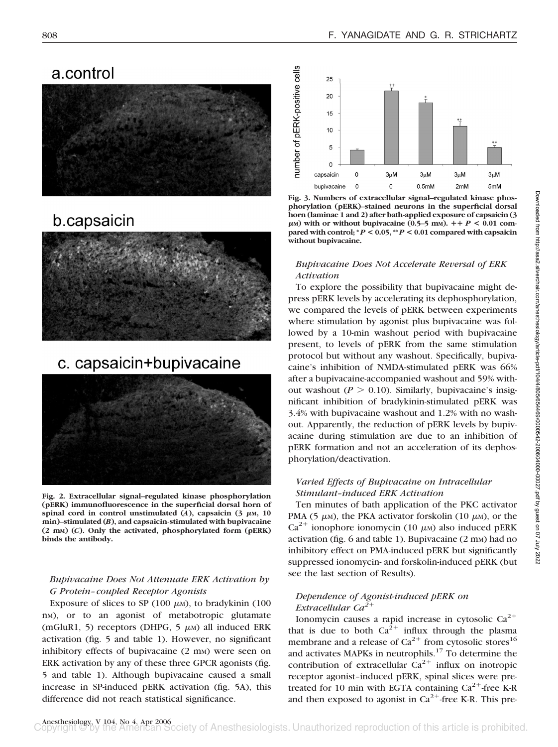a.control

b.capsaicin

c. capsaicin+bupivacaine

**Fig. 2. Extracellular signal–regulated kinase phosphorylation (pERK) immunofluorescence in the superficial dorsal horn of spinal cord in control unstimulated (*A*), capsaicin (3 $\mu$M, 10 min)–stimulated (*B*), and capsaicin-stimulated with bupivacaine (2 mM) (*C*). Only the activated, phosphorylated form (pERK) binds the antibody.**

**Fig. 3. Numbers of extracellular signal–regulated kinase phosphorylation (pERK)–stained neurons in the superficial dorsal horn (laminae 1 and 2) after bath-applied exposure of capsaicin (3 $\mu$M) with or without bupivacaine (0.5–5 mM). ++ $P < 0.01$ compared with control; * $P < 0.05$, ** $P < 0.01$ compared with capsaicin without bupivacaine.**

### *Bupivacaine Does Not Attenuate ERK Activation by G Protein–coupled Receptor Agonists*

Exposure of slices to SP (100 $\mu$M), to bradykinin (100 nM), or to an agonist of metabotropic glutamate (mGluR1, 5) receptors (DHPG, 5 $\mu$M) all induced ERK activation (fig. 5 and table 1). However, no significant inhibitory effects of bupivacaine (2 mM) were seen on ERK activation by any of these three GPCR agonists (fig. 5 and table 1). Although bupivacaine caused a small increase in SP-induced pERK activation (fig. 5A), this difference did not reach statistical significance.

### *Bupivacaine Does Not Accelerate Reversal of ERK Activation*

To explore the possibility that bupivacaine might depress pERK levels by accelerating its dephosphorylation, we compared the levels of pERK between experiments where stimulation by agonist plus bupivacaine was followed by a 10-min washout period with bupivacaine present, to levels of pERK from the same stimulation protocol but without any washout. Specifically, bupivacaine's inhibition of NMDA-stimulated pERK was 66% after a bupivacaine-accompanied washout and 59% without washout ($P > 0.10$). Similarly, bupivacaine's insignificant inhibition of bradykinin-stimulated pERK was 3.4% with bupivacaine washout and 1.2% with no washout. Apparently, the reduction of pERK levels by bupivacaine during stimulation are due to an inhibition of pERK formation and not an acceleration of its dephosphorylation/deactivation.

### *Varied Effects of Bupivacaine on Intracellular Stimulant–induced ERK Activation*

Ten minutes of bath application of the PKC activator PMA (5 $\mu$M), the PKA activator forskolin (10 $\mu$M), or the $Ca^{2+}$ ionophore ionomycin (10 $\mu$M) also induced pERK activation (fig. 6 and table 1). Bupivacaine (2 mM) had no inhibitory effect on PMA-induced pERK but significantly suppressed ionomycin- and forskolin-induced pERK (but see the last section of Results).

### *Dependence of Agonist-induced pERK on Extracellular $Ca^{2+}$*

Ionomycin causes a rapid increase in cytosolic $Ca^{2+}$ that is due to both $Ca^{2+}$ influx through the plasma membrane and a release of $Ca^{2+}$ from cytosolic stores[16] and activates MAPKs in neutrophils.[17] To determine the contribution of extracellular $Ca^{2+}$ influx on inotropic receptor agonist–induced pERK, spinal slices were pretreated for 10 min with EGTA containing $Ca^{2+}$-free K-R and then exposed to agonist in $Ca^{2+}$-free K-R. This pre-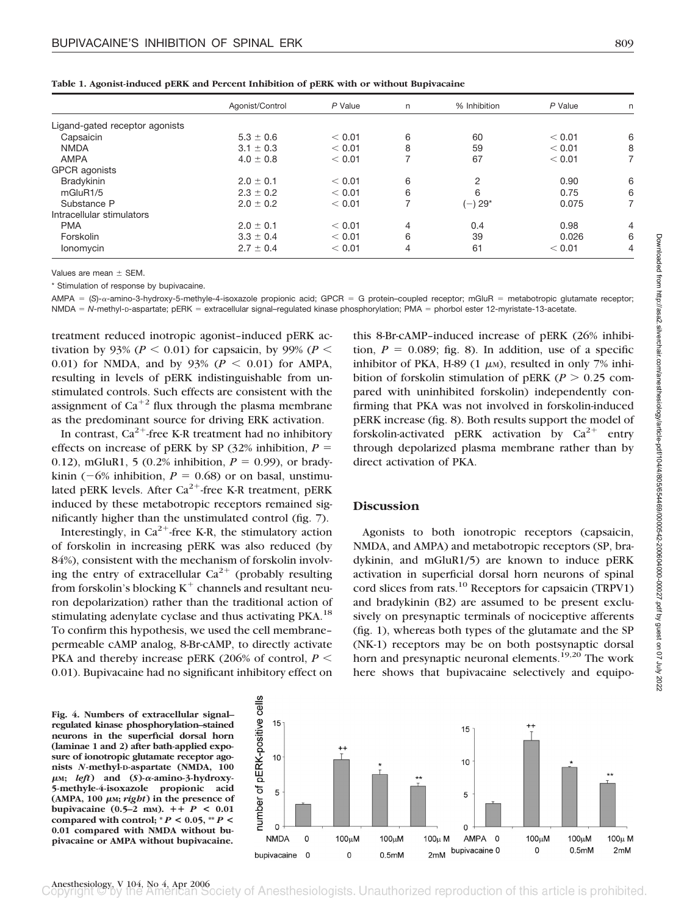**Table 1. Agonist-induced pERK and Percent Inhibition of pERK with or without Bupivacaine**

| | Agonist/Control | P Value | n | % Inhibition | P Value | n |
|---|---|---|---|---|---|---|
| Ligand-gated receptor agonists | | | | | | |
| Capsaicin | 5.3 ± 0.6 | < 0.01 | 6 | 60 | < 0.01 | 6 |
| NMDA | 3.1 ± 0.3 | < 0.01 | 8 | 59 | < 0.01 | 8 |
| AMPA | 4.0 ± 0.8 | < 0.01 | 7 | 67 | < 0.01 | 7 |
| GPCR agonists | | | | | | |
| Bradykinin | 2.0 ± 0.1 | < 0.01 | 6 | 2 | 0.90 | 6 |
| mGluR1/5 | 2.3 ± 0.2 | < 0.01 | 6 | 6 | 0.75 | 6 |
| Substance P | 2.0 ± 0.2 | < 0.01 | 7 | (−) 29* | 0.075 | 7 |
| Intracellular stimulators | | | | | | |
| PMA | 2.0 ± 0.1 | < 0.01 | 4 | 0.4 | 0.98 | 4 |
| Forskolin | 3.3 ± 0.4 | < 0.01 | 6 | 39 | 0.026 | 6 |
| Ionomycin | 2.7 ± 0.4 | < 0.01 | 4 | 61 | < 0.01 | 4 |

Values are mean ± SEM.

* Stimulation of response by bupivacaine.

AMPA = (S)-α-amino-3-hydroxy-5-methyle-4-isoxazole propionic acid; GPCR = G protein–coupled receptor; mGluR = metabotropic glutamate receptor; NMDA = N-methyl-D-aspartate; pERK = extracellular signal–regulated kinase phosphorylation; PMA = phorbol ester 12-myristate-13-acetate.

treatment reduced inotropic agonist–induced pERK activation by 93% ($P < 0.01$) for capsaicin, by 99% ($P < 0.01$) for NMDA, and by 93% ($P < 0.01$) for AMPA, resulting in levels of pERK indistinguishable from unstimulated controls. Such effects are consistent with the assignment of $Ca^{+2}$ flux through the plasma membrane as the predominant source for driving ERK activation.

In contrast, $Ca^{2+}$-free K-R treatment had no inhibitory effects on increase of pERK by SP (32% inhibition, $P = 0.12$), mGluR1, 5 (0.2% inhibition, $P = 0.99$), or bradykinin (−6% inhibition, $P = 0.68$) or on basal, unstimulated pERK levels. After $Ca^{2+}$-free K-R treatment, pERK induced by these metabotropic receptors remained significantly higher than the unstimulated control (fig. 7).

Interestingly, in $Ca^{2+}$-free K-R, the stimulatory action of forskolin in increasing pERK was also reduced (by 84%), consistent with the mechanism of forskolin involving the entry of extracellular $Ca^{2+}$ (probably resulting from forskolin's blocking $K^+$ channels and resultant neuron depolarization) rather than the traditional action of stimulating adenylate cyclase and thus activating PKA.[18] To confirm this hypothesis, we used the cell membrane–permeable cAMP analog, 8-Br-cAMP, to directly activate PKA and thereby increase pERK (206% of control, $P < 0.01$). Bupivacaine had no significant inhibitory effect on this 8-Br-cAMP–induced increase of pERK (26% inhibition, $P = 0.089$; fig. 8). In addition, use of a specific inhibitor of PKA, H-89 (1 μM), resulted in only 7% inhibition of forskolin stimulation of pERK ($P > 0.25$ compared with uninhibited forskolin) independently confirming that PKA was not involved in forskolin-induced pERK increase (fig. 8). Both results support the model of forskolin-activated pERK activation by $Ca^{2+}$ entry through depolarized plasma membrane rather than by direct activation of PKA.

## Discussion

Agonists to both ionotropic receptors (capsaicin, NMDA, and AMPA) and metabotropic receptors (SP, bradykinin, and mGluR1/5) are known to induce pERK activation in superficial dorsal horn neurons of spinal cord slices from rats.[10] Receptors for capsaicin (TRPV1) and bradykinin (B2) are assumed to be present exclusively on presynaptic terminals of nociceptive afferents (fig. 1), whereas both types of the glutamate and the SP (NK-1) receptors may be on both postsynaptic dorsal horn and presynaptic neuronal elements.[19,20] The work here shows that bupivacaine selectively and equipo-

**Fig. 4. Numbers of extracellular signal–regulated kinase phosphorylation–stained neurons in the superficial dorsal horn (laminae 1 and 2) after bath-applied exposure of ionotropic glutamate receptor agonists *N*-methyl-D-aspartate (NMDA, 100 μM; *left*) and (*S*)-α-amino-3-hydroxy-5-methyle-4-isoxazole propionic acid (AMPA, 100 μM; *right*) in the presence of bupivacaine (0.5–2 mM). ++ $P < 0.01$ compared with control; * $P < 0.05$, ** $P < 0.01$ compared with NMDA without bupivacaine or AMPA without bupivacaine.**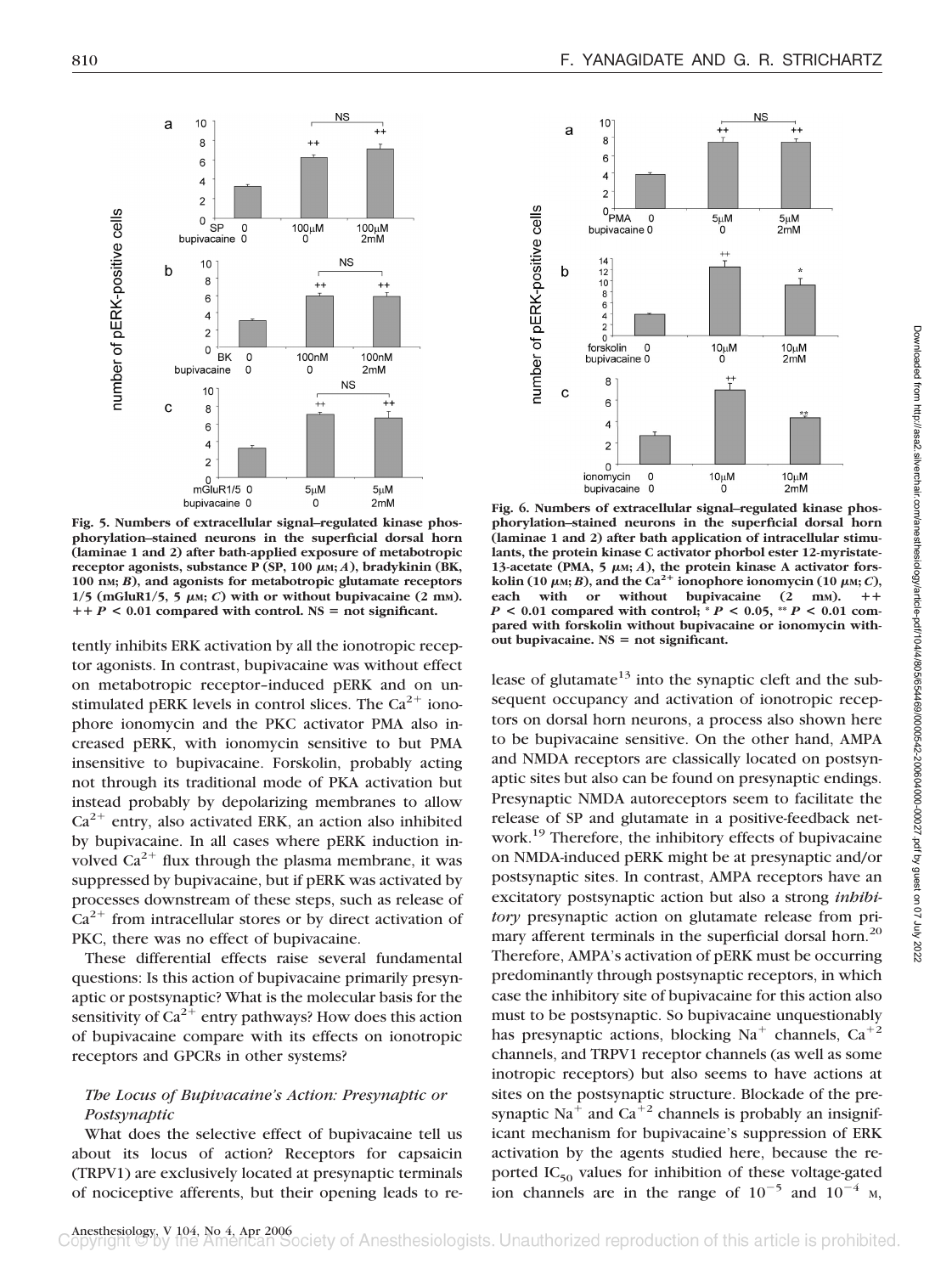Fig. 5. Numbers of extracellular signal–regulated kinase phosphorylation–stained neurons in the superficial dorsal horn (laminae 1 and 2) after bath-applied exposure of metabotropic receptor agonists, substance P (SP, 100 $\mu$M; *A*), bradykinin (BK, 100 nM; *B*), and agonists for metabotropic glutamate receptors 1/5 (mGluR1/5, 5 $\mu$M; *C*) with or without bupivacaine (2 mM). ++ $P < 0.01$ compared with control. NS = not significant.

Fig. 6. Numbers of extracellular signal–regulated kinase phosphorylation–stained neurons in the superficial dorsal horn (laminae 1 and 2) after bath application of intracellular stimulants, the protein kinase C activator phorbol ester 12-myristate-13-acetate (PMA, 5 $\mu$M; *A*), the protein kinase A activator forskolin (10 $\mu$M; *B*), and the $Ca^{2+}$ ionophore ionomycin (10 $\mu$M; *C*), each with or without bupivacaine (2 mM). ++ $P < 0.01$ compared with control; * $P < 0.05$, ** $P < 0.01$ compared with forskolin without bupivacaine or ionomycin without bupivacaine. NS = not significant.

tently inhibits ERK activation by all the ionotropic receptor agonists. In contrast, bupivacaine was without effect on metabotropic receptor–induced pERK and on unstimulated pERK levels in control slices. The $Ca^{2+}$ ionophore ionomycin and the PKC activator PMA also increased pERK, with ionomycin sensitive to but PMA insensitive to bupivacaine. Forskolin, probably acting not through its traditional mode of PKA activation but instead probably by depolarizing membranes to allow $Ca^{2+}$ entry, also activated ERK, an action also inhibited by bupivacaine. In all cases where pERK induction involved $Ca^{2+}$ flux through the plasma membrane, it was suppressed by bupivacaine, but if pERK was activated by processes downstream of these steps, such as release of $Ca^{2+}$ from intracellular stores or by direct activation of PKC, there was no effect of bupivacaine.

These differential effects raise several fundamental questions: Is this action of bupivacaine primarily presynaptic or postsynaptic? What is the molecular basis for the sensitivity of $Ca^{2+}$ entry pathways? How does this action of bupivacaine compare with its effects on ionotropic receptors and GPCRs in other systems?

### *The Locus of Bupivacaine's Action: Presynaptic or Postsynaptic*

What does the selective effect of bupivacaine tell us about its locus of action? Receptors for capsaicin (TRPV1) are exclusively located at presynaptic terminals of nociceptive afferents, but their opening leads to release of glutamate[13] into the synaptic cleft and the subsequent occupancy and activation of ionotropic receptors on dorsal horn neurons, a process also shown here to be bupivacaine sensitive. On the other hand, AMPA and NMDA receptors are classically located on postsynaptic sites but also can be found on presynaptic endings. Presynaptic NMDA autoreceptors seem to facilitate the release of SP and glutamate in a positive-feedback network.[19] Therefore, the inhibitory effects of bupivacaine on NMDA-induced pERK might be at presynaptic and/or postsynaptic sites. In contrast, AMPA receptors have an excitatory postsynaptic action but also a strong *inhibitory* presynaptic action on glutamate release from primary afferent terminals in the superficial dorsal horn.[20] Therefore, AMPA's activation of pERK must be occurring predominantly through postsynaptic receptors, in which case the inhibitory site of bupivacaine for this action also must to be postsynaptic. So bupivacaine unquestionably has presynaptic actions, blocking $Na^+$ channels, $Ca^{+2}$ channels, and TRPV1 receptor channels (as well as some inotropic receptors) but also seems to have actions at sites on the postsynaptic structure. Blockade of the presynaptic $Na^+$ and $Ca^{+2}$ channels is probably an insignificant mechanism for bupivacaine's suppression of ERK activation by the agents studied here, because the reported $IC_{50}$ values for inhibition of these voltage-gated ion channels are in the range of $10^{-5}$ and $10^{-4}$ M,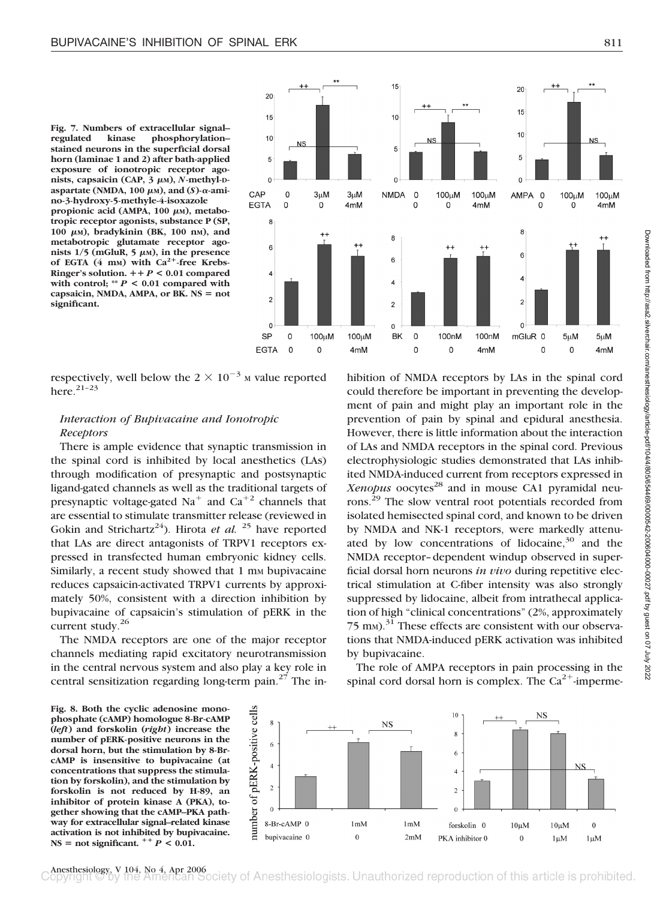Fig. 7. Numbers of extracellular signal–regulated kinase phosphorylation–stained neurons in the superficial dorsal horn (laminae 1 and 2) after bath-applied exposure of ionotropic receptor agonists, capsaicin (CAP, 3 μM), *N*-methyl-D-aspartate (NMDA, 100 μM), and (*S*)-α-amino-3-hydroxy-5-methyle-4-isoxazole propionic acid (AMPA, 100 μM), metabotropic receptor agonists, substance P (SP, 100 μM), bradykinin (BK, 100 nM), and metabotropic glutamate receptor agonists 1/5 (mGluR, 5 μM), in the presence of EGTA (4 mM) with $Ca^{2+}$-free Krebs-Ringer's solution. ++ $P < 0.01$ compared with control; ** $P < 0.01$ compared with capsaicin, NMDA, AMPA, or BK. NS = not significant.

respectively, well below the $2 \times 10^{-3}$ M value reported here.[21–23]

### Interaction of Bupivacaine and Ionotropic Receptors

There is ample evidence that synaptic transmission in the spinal cord is inhibited by local anesthetics (LAs) through modification of presynaptic and postsynaptic ligand-gated channels as well as the traditional targets of presynaptic voltage-gated $Na^{+}$ and $Ca^{+2}$ channels that are essential to stimulate transmitter release (reviewed in Gokin and Strichartz[24]). Hirota *et al.* [25] have reported that LAs are direct antagonists of TRPV1 receptors expressed in transfected human embryonic kidney cells. Similarly, a recent study showed that 1 mM bupivacaine reduces capsaicin-activated TRPV1 currents by approximately 50%, consistent with a direction inhibition by bupivacaine of capsaicin's stimulation of pERK in the current study.[26]

The NMDA receptors are one of the major receptor channels mediating rapid excitatory neurotransmission in the central nervous system and also play a key role in central sensitization regarding long-term pain.[27] The inhibition of NMDA receptors by LAs in the spinal cord could therefore be important in preventing the development of pain and might play an important role in the prevention of pain by spinal and epidural anesthesia. However, there is little information about the interaction of LAs and NMDA receptors in the spinal cord. Previous electrophysiologic studies demonstrated that LAs inhibited NMDA-induced current from receptors expressed in *Xenopus* oocytes[28] and in mouse CA1 pyramidal neurons.[29] The slow ventral root potentials recorded from isolated hemisected spinal cord, and known to be driven by NMDA and NK-1 receptors, were markedly attenuated by low concentrations of lidocaine,[30] and the NMDA receptor–dependent windup observed in superficial dorsal horn neurons *in vivo* during repetitive electrical stimulation at C-fiber intensity was also strongly suppressed by lidocaine, albeit from intrathecal application of high "clinical concentrations" (2%, approximately 75 mM).[31] These effects are consistent with our observations that NMDA-induced pERK activation was inhibited by bupivacaine.

The role of AMPA receptors in pain processing in the spinal cord dorsal horn is complex. The $Ca^{2+}$-imperme-

Fig. 8. Both the cyclic adenosine monophosphate (cAMP) homologue 8-Br-cAMP (*left*) and forskolin (*right*) increase the number of pERK-positive neurons in the dorsal horn, but the stimulation by 8-Br-cAMP is insensitive to bupivacaine (at concentrations that suppress the stimulation by forskolin), and the stimulation by forskolin is not reduced by H-89, an inhibitor of protein kinase A (PKA), together showing that the cAMP–PKA pathway for extracellular signal–related kinase activation is not inhibited by bupivacaine. NS = not significant. ++ $P < 0.01$.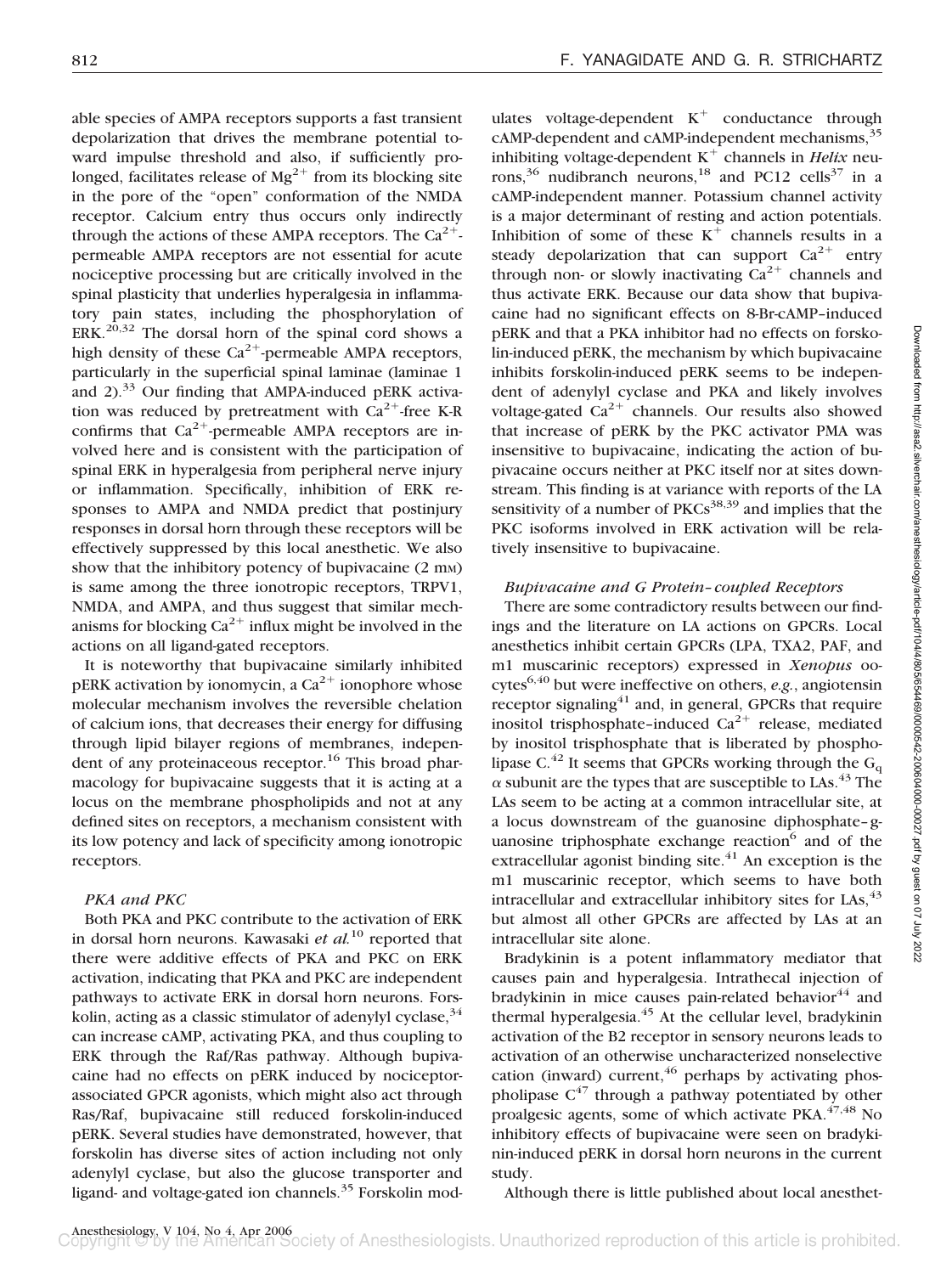able species of AMPA receptors supports a fast transient depolarization that drives the membrane potential toward impulse threshold and also, if sufficiently prolonged, facilitates release of $Mg^{2+}$ from its blocking site in the pore of the "open" conformation of the NMDA receptor. Calcium entry thus occurs only indirectly through the actions of these AMPA receptors. The $Ca^{2+}$-permeable AMPA receptors are not essential for acute nociceptive processing but are critically involved in the spinal plasticity that underlies hyperalgesia in inflammatory pain states, including the phosphorylation of ERK.[20,32] The dorsal horn of the spinal cord shows a high density of these $Ca^{2+}$-permeable AMPA receptors, particularly in the superficial spinal laminae (laminae 1 and 2).[33] Our finding that AMPA-induced pERK activation was reduced by pretreatment with $Ca^{2+}$-free K-R confirms that $Ca^{2+}$-permeable AMPA receptors are involved here and is consistent with the participation of spinal ERK in hyperalgesia from peripheral nerve injury or inflammation. Specifically, inhibition of ERK responses to AMPA and NMDA predict that postinjury responses in dorsal horn through these receptors will be effectively suppressed by this local anesthetic. We also show that the inhibitory potency of bupivacaine (2 mM) is same among the three ionotropic receptors, TRPV1, NMDA, and AMPA, and thus suggest that similar mechanisms for blocking $Ca^{2+}$ influx might be involved in the actions on all ligand-gated receptors.

It is noteworthy that bupivacaine similarly inhibited pERK activation by ionomycin, a $Ca^{2+}$ ionophore whose molecular mechanism involves the reversible chelation of calcium ions, that decreases their energy for diffusing through lipid bilayer regions of membranes, independent of any proteinaceous receptor.[16] This broad pharmacology for bupivacaine suggests that it is acting at a locus on the membrane phospholipids and not at any defined sites on receptors, a mechanism consistent with its low potency and lack of specificity among ionotropic receptors.

### *PKA and PKC*

Both PKA and PKC contribute to the activation of ERK in dorsal horn neurons. Kawasaki *et al.*[10] reported that there were additive effects of PKA and PKC on ERK activation, indicating that PKA and PKC are independent pathways to activate ERK in dorsal horn neurons. Forskolin, acting as a classic stimulator of adenylyl cyclase,[34] can increase cAMP, activating PKA, and thus coupling to ERK through the Raf/Ras pathway. Although bupivacaine had no effects on pERK induced by nociceptor-associated GPCR agonists, which might also act through Ras/Raf, bupivacaine still reduced forskolin-induced pERK. Several studies have demonstrated, however, that forskolin has diverse sites of action including not only adenylyl cyclase, but also the glucose transporter and ligand- and voltage-gated ion channels.[35] Forskolin modulates voltage-dependent $K^+$ conductance through cAMP-dependent and cAMP-independent mechanisms,[35] inhibiting voltage-dependent $K^+$ channels in *Helix* neurons,[36] nudibranch neurons,[18] and PC12 cells[37] in a cAMP-independent manner. Potassium channel activity is a major determinant of resting and action potentials. Inhibition of some of these $K^+$ channels results in a steady depolarization that can support $Ca^{2+}$ entry through non- or slowly inactivating $Ca^{2+}$ channels and thus activate ERK. Because our data show that bupivacaine had no significant effects on 8-Br-cAMP–induced pERK and that a PKA inhibitor had no effects on forskolin-induced pERK, the mechanism by which bupivacaine inhibits forskolin-induced pERK seems to be independent of adenylyl cyclase and PKA and likely involves voltage-gated $Ca^{2+}$ channels. Our results also showed that increase of pERK by the PKC activator PMA was insensitive to bupivacaine, indicating the action of bupivacaine occurs neither at PKC itself nor at sites downstream. This finding is at variance with reports of the LA sensitivity of a number of PKCs[38,39] and implies that the PKC isoforms involved in ERK activation will be relatively insensitive to bupivacaine.

### *Bupivacaine and G Protein–coupled Receptors*

There are some contradictory results between our findings and the literature on LA actions on GPCRs. Local anesthetics inhibit certain GPCRs (LPA, TXA2, PAF, and m1 muscarinic receptors) expressed in *Xenopus* oocytes[6,40] but were ineffective on others, *e.g.*, angiotensin receptor signaling[41] and, in general, GPCRs that require inositol trisphosphate–induced $Ca^{2+}$ release, mediated by inositol trisphosphate that is liberated by phospholipase C.[42] It seems that GPCRs working through the $G_q$ $\alpha$ subunit are the types that are susceptible to LAs.[43] The LAs seem to be acting at a common intracellular site, at a locus downstream of the guanosine diphosphate–guanosine triphosphate exchange reaction[6] and of the extracellular agonist binding site.[41] An exception is the m1 muscarinic receptor, which seems to have both intracellular and extracellular inhibitory sites for LAs,[43] but almost all other GPCRs are affected by LAs at an intracellular site alone.

Bradykinin is a potent inflammatory mediator that causes pain and hyperalgesia. Intrathecal injection of bradykinin in mice causes pain-related behavior[44] and thermal hyperalgesia.[45] At the cellular level, bradykinin activation of the B2 receptor in sensory neurons leads to activation of an otherwise uncharacterized nonselective cation (inward) current,[46] perhaps by activating phospholipase C[47] through a pathway potentiated by other proalgesic agents, some of which activate PKA.[47,48] No inhibitory effects of bupivacaine were seen on bradykinin-induced pERK in dorsal horn neurons in the current study.

Although there is little published about local anesthet-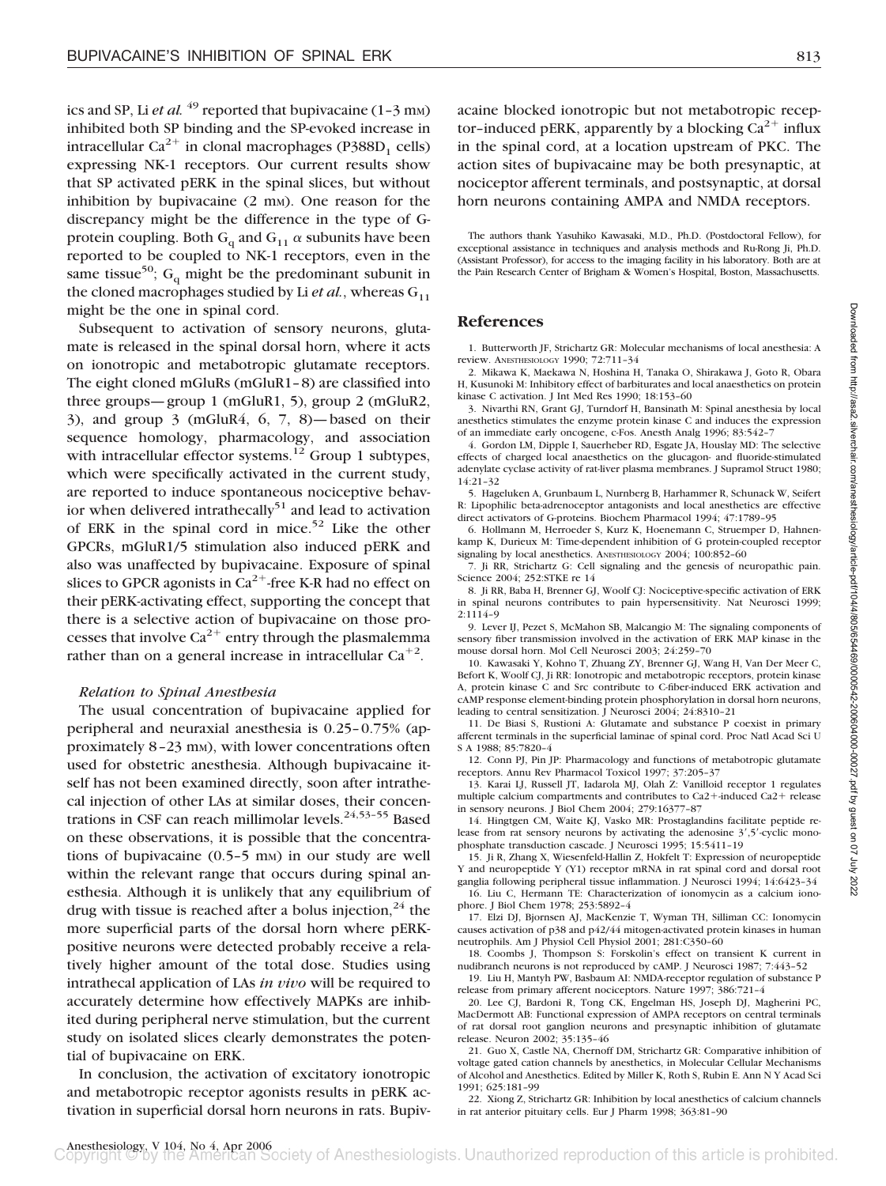ics and SP, Li *et al.*[49] reported that bupivacaine (1–3 mM) inhibited both SP binding and the SP-evoked increase in intracellular $Ca^{2+}$ in clonal macrophages (P388D$_1$ cells) expressing NK-1 receptors. Our current results show that SP activated pERK in the spinal slices, but without inhibition by bupivacaine (2 mM). One reason for the discrepancy might be the difference in the type of G-protein coupling. Both $G_q$ and $G_{11}$ $\alpha$ subunits have been reported to be coupled to NK-1 receptors, even in the same tissue[50]; $G_q$ might be the predominant subunit in the cloned macrophages studied by Li *et al.*, whereas $G_{11}$ might be the one in spinal cord.

Subsequent to activation of sensory neurons, glutamate is released in the spinal dorsal horn, where it acts on ionotropic and metabotropic glutamate receptors. The eight cloned mGluRs (mGluR1–8) are classified into three groups—group 1 (mGluR1, 5), group 2 (mGluR2, 3), and group 3 (mGluR4, 6, 7, 8)—based on their sequence homology, pharmacology, and association with intracellular effector systems.[12] Group 1 subtypes, which were specifically activated in the current study, are reported to induce spontaneous nociceptive behavior when delivered intrathecally[51] and lead to activation of ERK in the spinal cord in mice.[52] Like the other GPCRs, mGluR1/5 stimulation also induced pERK and also was unaffected by bupivacaine. Exposure of spinal slices to GPCR agonists in $Ca^{2+}$-free K-R had no effect on their pERK-activating effect, supporting the concept that there is a selective action of bupivacaine on those processes that involve $Ca^{2+}$ entry through the plasmalemma rather than on a general increase in intracellular $Ca^{+2}$.

### *Relation to Spinal Anesthesia*

The usual concentration of bupivacaine applied for peripheral and neuraxial anesthesia is 0.25–0.75% (approximately 8–23 mM), with lower concentrations often used for obstetric anesthesia. Although bupivacaine itself has not been examined directly, soon after intrathecal injection of other LAs at similar doses, their concentrations in CSF can reach millimolar levels.[24,53–55] Based on these observations, it is possible that the concentrations of bupivacaine (0.5–5 mM) in our study are well within the relevant range that occurs during spinal anesthesia. Although it is unlikely that any equilibrium of drug with tissue is reached after a bolus injection,[24] the more superficial parts of the dorsal horn where pERK-positive neurons were detected probably receive a relatively higher amount of the total dose. Studies using intrathecal application of LAs *in vivo* will be required to accurately determine how effectively MAPKs are inhibited during peripheral nerve stimulation, but the current study on isolated slices clearly demonstrates the potential of bupivacaine on ERK.

In conclusion, the activation of excitatory ionotropic and metabotropic receptor agonists results in pERK activation in superficial dorsal horn neurons in rats. Bupivacaine blocked ionotropic but not metabotropic receptor–induced pERK, apparently by a blocking $Ca^{2+}$ influx in the spinal cord, at a location upstream of PKC. The action sites of bupivacaine may be both presynaptic, at nociceptor afferent terminals, and postsynaptic, at dorsal horn neurons containing AMPA and NMDA receptors.

The authors thank Yasuhiko Kawasaki, M.D., Ph.D. (Postdoctoral Fellow), for exceptional assistance in techniques and analysis methods and Ru-Rong Ji, Ph.D. (Assistant Professor), for access to the imaging facility in his laboratory. Both are at the Pain Research Center of Brigham & Women's Hospital, Boston, Massachusetts.

## References

1. Butterworth JF, Strichartz GR: Molecular mechanisms of local anesthesia: A review. ANESTHESIOLOGY 1990; 72:711–34
2. Mikawa K, Maekawa N, Hoshina H, Tanaka O, Shirakawa J, Goto R, Obara H, Kusunoki M: Inhibitory effect of barbiturates and local anaesthetics on protein kinase C activation. J Int Med Res 1990; 18:153–60
3. Nivarthi RN, Grant GJ, Turndorf H, Bansinath M: Spinal anesthesia by local anesthetics stimulates the enzyme protein kinase C and induces the expression of an immediate early oncogene, c-Fos. Anesth Analg 1996; 83:542–7
4. Gordon LM, Dipple I, Sauerheber RD, Esgate JA, Houslay MD: The selective effects of charged local anaesthetics on the glucagon- and fluoride-stimulated adenylate cyclase activity of rat-liver plasma membranes. J Supramol Struct 1980; 14:21–32
5. Hageluken A, Grunbaum L, Nurnberg B, Harhammer R, Schunack W, Seifert R: Lipophilic beta-adrenoceptor antagonists and local anesthetics are effective direct activators of G-proteins. Biochem Pharmacol 1994; 47:1789–95
6. Hollmann M, Herroeder S, Kurz K, Hoenemann C, Struemper D, Hahnenkamp K, Durieux M: Time-dependent inhibition of G protein-coupled receptor signaling by local anesthetics. ANESTHESIOLOGY 2004; 100:852–60
7. Ji RR, Strichartz G: Cell signaling and the genesis of neuropathic pain. Science 2004; 252:STKE re 14
8. Ji RR, Baba H, Brenner GJ, Woolf CJ: Nociceptive-specific activation of ERK in spinal neurons contributes to pain hypersensitivity. Nat Neurosci 1999; 2:1114–9
9. Lever IJ, Pezet S, McMahon SB, Malcangio M: The signaling components of sensory fiber transmission involved in the activation of ERK MAP kinase in the mouse dorsal horn. Mol Cell Neurosci 2003; 24:259–70
10. Kawasaki Y, Kohno T, Zhuang ZY, Brenner GJ, Wang H, Van Der Meer C, Befort K, Woolf CJ, Ji RR: Ionotropic and metabotropic receptors, protein kinase A, protein kinase C and Src contribute to C-fiber-induced ERK activation and cAMP response element-binding protein phosphorylation in dorsal horn neurons, leading to central sensitization. J Neurosci 2004; 24:8310–21
11. De Biasi S, Rustioni A: Glutamate and substance P coexist in primary afferent terminals in the superficial laminae of spinal cord. Proc Natl Acad Sci U S A 1988; 85:7820–4
12. Conn PJ, Pin JP: Pharmacology and functions of metabotropic glutamate receptors. Annu Rev Pharmacol Toxicol 1997; 37:205–37
13. Karai LJ, Russell JT, Iadarola MJ, Olah Z: Vanilloid receptor 1 regulates multiple calcium compartments and contributes to Ca2+-induced Ca2+ release in sensory neurons. J Biol Chem 2004; 279:16377–87
14. Hingtgen CM, Waite KJ, Vasko MR: Prostaglandins facilitate peptide release from rat sensory neurons by activating the adenosine 3′,5′-cyclic monophosphate transduction cascade. J Neurosci 1995; 15:5411–19
15. Ji R, Zhang X, Wiesenfeld-Hallin Z, Hokfelt T: Expression of neuropeptide Y and neuropeptide Y (Y1) receptor mRNA in rat spinal cord and dorsal root ganglia following peripheral tissue inflammation. J Neurosci 1994; 14:6423–34
16. Liu C, Hermann TE: Characterization of ionomycin as a calcium ionophore. J Biol Chem 1978; 253:5892–4
17. Elzi DJ, Bjornsen AJ, MacKenzie T, Wyman TH, Silliman CC: Ionomycin causes activation of p38 and p42/44 mitogen-activated protein kinases in human neutrophils. Am J Physiol Cell Physiol 2001; 281:C350–60
18. Coombs J, Thompson S: Forskolin's effect on transient K current in nudibranch neurons is not reproduced by cAMP. J Neurosci 1987; 7:443–52
19. Liu H, Mantyh PW, Basbaum AI: NMDA-receptor regulation of substance P release from primary afferent nociceptors. Nature 1997; 386:721–4
20. Lee CJ, Bardoni R, Tong CK, Engelman HS, Joseph DJ, Magherini PC, MacDermott AB: Functional expression of AMPA receptors on central terminals of rat dorsal root ganglion neurons and presynaptic inhibition of glutamate release. Neuron 2002; 35:135–46
21. Guo X, Castle NA, Chernoff DM, Strichartz GR: Comparative inhibition of voltage gated cation channels by anesthetics, in Molecular Cellular Mechanisms of Alcohol and Anesthetics. Edited by Miller K, Roth S, Rubin E. Ann N Y Acad Sci 1991; 625:181–99
22. Xiong Z, Strichartz GR: Inhibition by local anesthetics of calcium channels in rat anterior pituitary cells. Eur J Pharm 1998; 363:81–90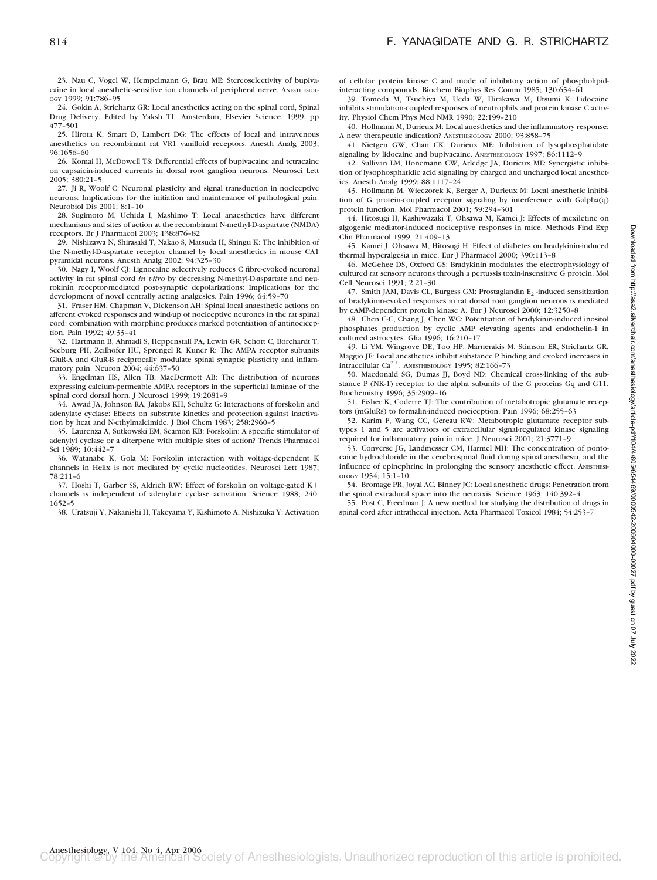23. Nau C, Vogel W, Hempelmann G, Brau ME: Stereoselectivity of bupivacaine in local anesthetic-sensitive ion channels of peripheral nerve. ANESTHESIOLOGY 1999; 91:786–95

24. Gokin A, Strichartz GR: Local anesthetics acting on the spinal cord, Spinal Drug Delivery. Edited by Yaksh TL. Amsterdam, Elsevier Science, 1999, pp 477–501

25. Hirota K, Smart D, Lambert DG: The effects of local and intravenous anesthetics on recombinant rat VR1 vanilloid receptors. Anesth Analg 2003; 96:1656–60

26. Komai H, McDowell TS: Differential effects of bupivacaine and tetracaine on capsaicin-induced currents in dorsal root ganglion neurons. Neurosci Lett 2005; 380:21–5

27. Ji R, Woolf C: Neuronal plasticity and signal transduction in nociceptive neurons: Implications for the initiation and maintenance of pathological pain. Neurobiol Dis 2001; 8:1–10

28. Sugimoto M, Uchida I, Mashimo T: Local anaesthetics have different mechanisms and sites of action at the recombinant N-methyl-D-aspartate (NMDA) receptors. Br J Pharmacol 2003; 138:876–82

29. Nishizawa N, Shirasaki T, Nakao S, Matsuda H, Shingu K: The inhibition of the N-methyl-D-aspartate receptor channel by local anesthetics in mouse CA1 pyramidal neurons. Anesth Analg 2002; 94:325–30

30. Nagy I, Woolf CJ: Lignocaine selectively reduces C fibre-evoked neuronal activity in rat spinal cord *in vitro* by decreasing N-methyl-D-aspartate and neurokinin receptor-mediated post-synaptic depolarizations: Implications for the development of novel centrally acting analgesics. Pain 1996; 64:59–70

31. Fraser HM, Chapman V, Dickenson AH: Spinal local anaesthetic actions on afferent evoked responses and wind-up of nociceptive neurones in the rat spinal cord: combination with morphine produces marked potentiation of antinociception. Pain 1992; 49:33–41

32. Hartmann B, Ahmadi S, Heppenstall PA, Lewin GR, Schott C, Borchardt T, Seeburg PH, Zeilhofer HU, Sprengel R, Kuner R: The AMPA receptor subunits GluR-A and GluR-B reciprocally modulate spinal synaptic plasticity and inflammatory pain. Neuron 2004; 44:637–50

33. Engelman HS, Allen TB, MacDermott AB: The distribution of neurons expressing calcium-permeable AMPA receptors in the superficial laminae of the spinal cord dorsal horn. J Neurosci 1999; 19:2081–9

34. Awad JA, Johnson RA, Jakobs KH, Schultz G: Interactions of forskolin and adenylate cyclase: Effects on substrate kinetics and protection against inactivation by heat and N-ethylmaleimide. J Biol Chem 1983; 258:2960–5

35. Laurenza A, Sutkowski EM, Seamon KB: Forskolin: A specific stimulator of adenylyl cyclase or a diterpene with multiple sites of action? Trends Pharmacol Sci 1989; 10:442–7

36. Watanabe K, Gola M: Forskolin interaction with voltage-dependent K channels in Helix is not mediated by cyclic nucleotides. Neurosci Lett 1987; 78:211–6

37. Hoshi T, Garber SS, Aldrich RW: Effect of forskolin on voltage-gated K+ channels is independent of adenylate cyclase activation. Science 1988; 240: 1652–5

38. Uratsuji Y, Nakanishi H, Takeyama Y, Kishimoto A, Nishizuka Y: Activation of cellular protein kinase C and mode of inhibitory action of phospholipid-interacting compounds. Biochem Biophys Res Comm 1985; 130:654–61

39. Tomoda M, Tsuchiya M, Ueda W, Hirakawa M, Utsumi K: Lidocaine inhibits stimulation-coupled responses of neutrophils and protein kinase C activity. Physiol Chem Phys Med NMR 1990; 22:199–210

40. Hollmann M, Durieux M: Local anesthetics and the inflammatory response: A new therapeutic indication? ANESTHESIOLOGY 2000; 93:858–75

41. Nietgen GW, Chan CK, Durieux ME: Inhibition of lysophosphatidate signaling by lidocaine and bupivacaine. ANESTHESIOLOGY 1997; 86:1112–9

42. Sullivan LM, Honemann CW, Arledge JA, Durieux ME: Synergistic inhibition of lysophosphatidic acid signaling by charged and uncharged local anesthetics. Anesth Analg 1999; 88:1117–24

43. Hollmann M, Wieczorek K, Berger A, Durieux M: Local anesthetic inhibition of G protein-coupled receptor signaling by interference with Galpha(q) protein function. Mol Pharmacol 2001; 59:294–301

44. Hitosugi H, Kashiwazaki T, Ohsawa M, Kamei J: Effects of mexiletine on algogenic mediator-induced nociceptive responses in mice. Methods Find Exp Clin Pharmacol 1999; 21:409–13

45. Kamei J, Ohsawa M, Hitosugi H: Effect of diabetes on bradykinin-induced thermal hyperalgesia in mice. Eur J Pharmacol 2000; 390:113–8

46. McGehee DS, Oxford GS: Bradykinin modulates the electrophysiology of cultured rat sensory neurons through a pertussis toxin-insensitive G protein. Mol Cell Neurosci 1991; 2:21–30

47. Smith JAM, Davis CL, Burgess GM: Prostaglandin $E_2$-induced sensitization of bradykinin-evoked responses in rat dorsal root ganglion neurons is mediated by cAMP-dependent protein kinase A. Eur J Neurosci 2000; 12:3250–8

48. Chen C-C, Chang J, Chen WC: Potentiation of bradykinin-induced inositol phosphates production by cyclic AMP elevating agents and endothelin-1 in cultured astrocytes. Glia 1996; 16:210–17

49. Li YM, Wingrove DE, Too HP, Marnerakis M, Stimson ER, Strichartz GR, Maggio JE: Local anesthetics inhibit substance P binding and evoked increases in intracellular $Ca^{2+}$. ANESTHESIOLOGY 1995; 82:166–73

50. Macdonald SG, Dumas JJ, Boyd ND: Chemical cross-linking of the substance P (NK-1) receptor to the alpha subunits of the G proteins Gq and G11. Biochemistry 1996; 35:2909–16

51. Fisher K, Coderre TJ: The contribution of metabotropic glutamate receptors (mGluRs) to formalin-induced nociception. Pain 1996; 68:255–63

52. Karim F, Wang CC, Gereau RW: Metabotropic glutamate receptor subtypes 1 and 5 are activators of extracellular signal-regulated kinase signaling required for inflammatory pain in mice. J Neurosci 2001; 21:3771–9

53. Converse JG, Landmesser CM, Harmel MH: The concentration of pontocaine hydrochloride in the cerebrospinal fluid during spinal anesthesia, and the influence of epinephrine in prolonging the sensory anesthetic effect. ANESTHESIOLOGY 1954; 15:1–10

54. Bromage PR, Joyal AC, Binney JC: Local anesthetic drugs: Penetration from the spinal extradural space into the neuraxis. Science 1963; 140:392–4

55. Post C, Freedman J: A new method for studying the distribution of drugs in spinal cord after intrathecal injection. Acta Pharmacol Toxicol 1984; 54:253–7